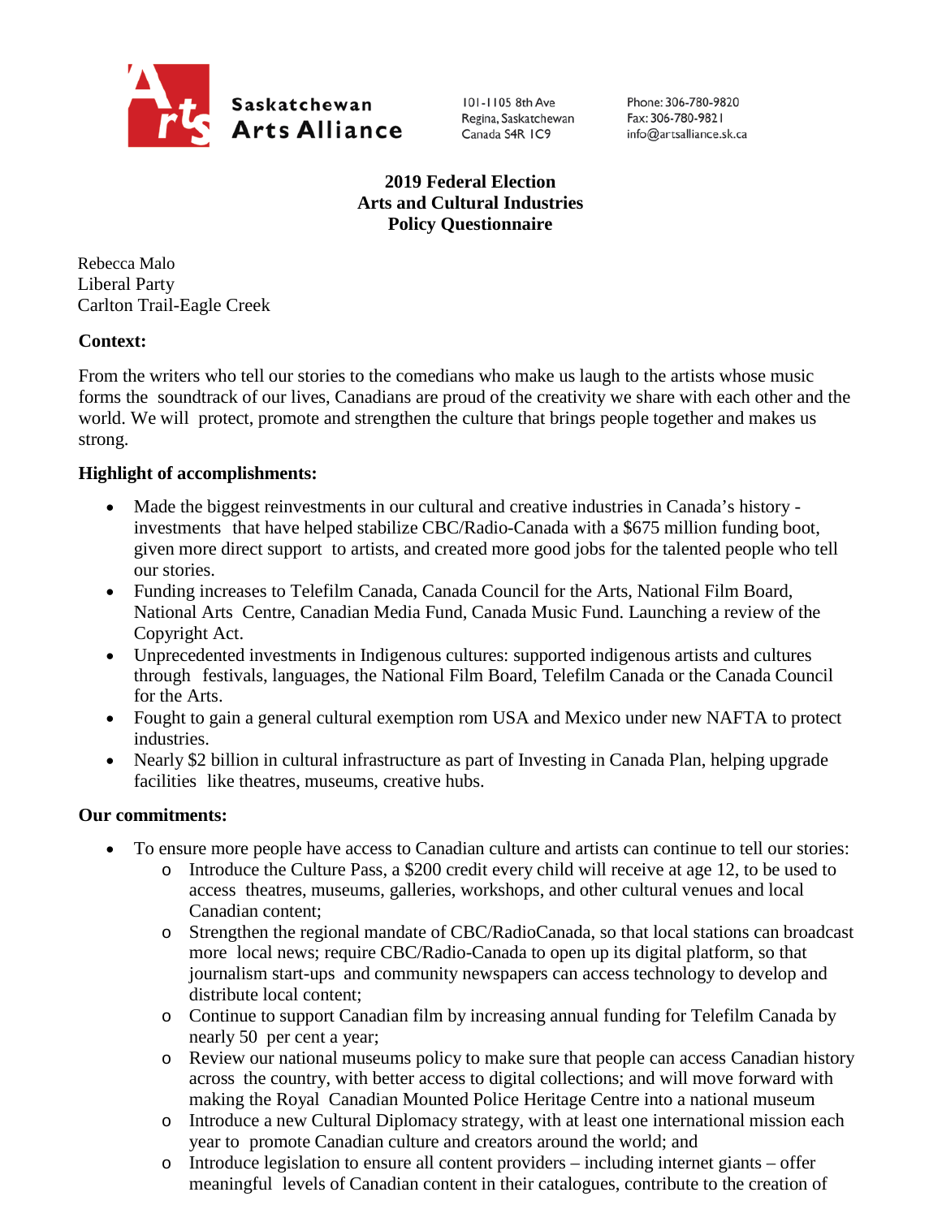Saskatchewan Arts Alliance

101-1105 8th Ave
Regina, Saskatchewan
Canada S4R 1C9

Phone: 306-780-9820
Fax: 306-780-9821
info@artsalliance.sk.ca

**2019 Federal Election**
**Arts and Cultural Industries**
**Policy Questionnaire**

Rebecca Malo
Liberal Party
Carlton Trail-Eagle Creek

**Context:**

From the writers who tell our stories to the comedians who make us laugh to the artists whose music forms the soundtrack of our lives, Canadians are proud of the creativity we share with each other and the world. We will protect, promote and strengthen the culture that brings people together and makes us strong.

**Highlight of accomplishments:**

- Made the biggest reinvestments in our cultural and creative industries in Canada's history - investments that have helped stabilize CBC/Radio-Canada with a $675 million funding boot, given more direct support to artists, and created more good jobs for the talented people who tell our stories.
- Funding increases to Telefilm Canada, Canada Council for the Arts, National Film Board, National Arts Centre, Canadian Media Fund, Canada Music Fund. Launching a review of the Copyright Act.
- Unprecedented investments in Indigenous cultures: supported indigenous artists and cultures through festivals, languages, the National Film Board, Telefilm Canada or the Canada Council for the Arts.
- Fought to gain a general cultural exemption rom USA and Mexico under new NAFTA to protect industries.
- Nearly $2 billion in cultural infrastructure as part of Investing in Canada Plan, helping upgrade facilities like theatres, museums, creative hubs.

**Our commitments:**

- To ensure more people have access to Canadian culture and artists can continue to tell our stories:
  - Introduce the Culture Pass, a $200 credit every child will receive at age 12, to be used to access theatres, museums, galleries, workshops, and other cultural venues and local Canadian content;
  - Strengthen the regional mandate of CBC/RadioCanada, so that local stations can broadcast more local news; require CBC/Radio-Canada to open up its digital platform, so that journalism start-ups and community newspapers can access technology to develop and distribute local content;
  - Continue to support Canadian film by increasing annual funding for Telefilm Canada by nearly 50 per cent a year;
  - Review our national museums policy to make sure that people can access Canadian history across the country, with better access to digital collections; and will move forward with making the Royal Canadian Mounted Police Heritage Centre into a national museum
  - Introduce a new Cultural Diplomacy strategy, with at least one international mission each year to promote Canadian culture and creators around the world; and
  - Introduce legislation to ensure all content providers – including internet giants – offer meaningful levels of Canadian content in their catalogues, contribute to the creation of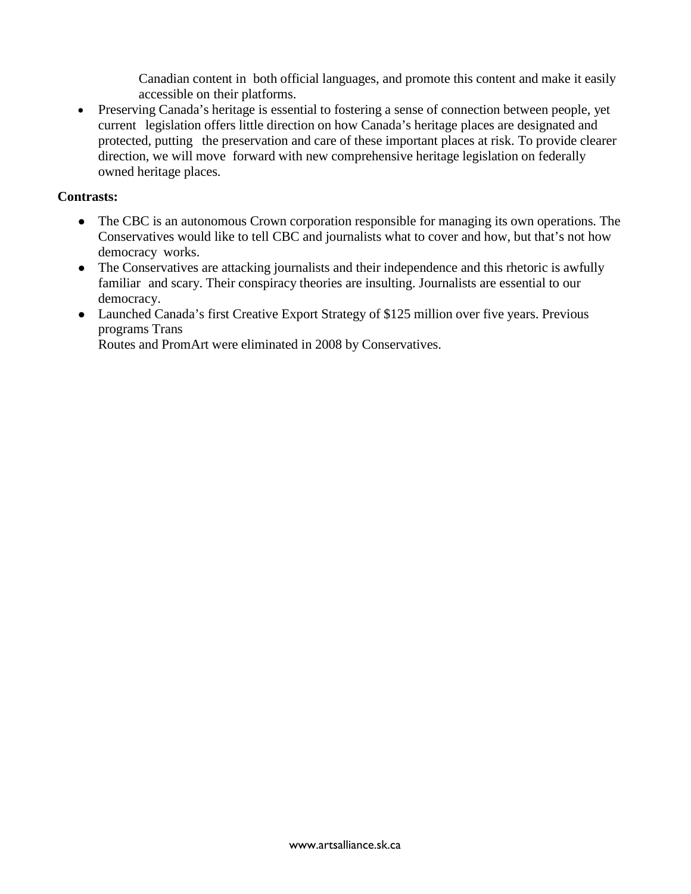Canadian content in both official languages, and promote this content and make it easily accessible on their platforms.

- Preserving Canada's heritage is essential to fostering a sense of connection between people, yet current legislation offers little direction on how Canada's heritage places are designated and protected, putting the preservation and care of these important places at risk. To provide clearer direction, we will move forward with new comprehensive heritage legislation on federally owned heritage places.

**Contrasts:**

- The CBC is an autonomous Crown corporation responsible for managing its own operations. The Conservatives would like to tell CBC and journalists what to cover and how, but that's not how democracy works.
- The Conservatives are attacking journalists and their independence and this rhetoric is awfully familiar and scary. Their conspiracy theories are insulting. Journalists are essential to our democracy.
- Launched Canada's first Creative Export Strategy of $125 million over five years. Previous programs Trans Routes and PromArt were eliminated in 2008 by Conservatives.